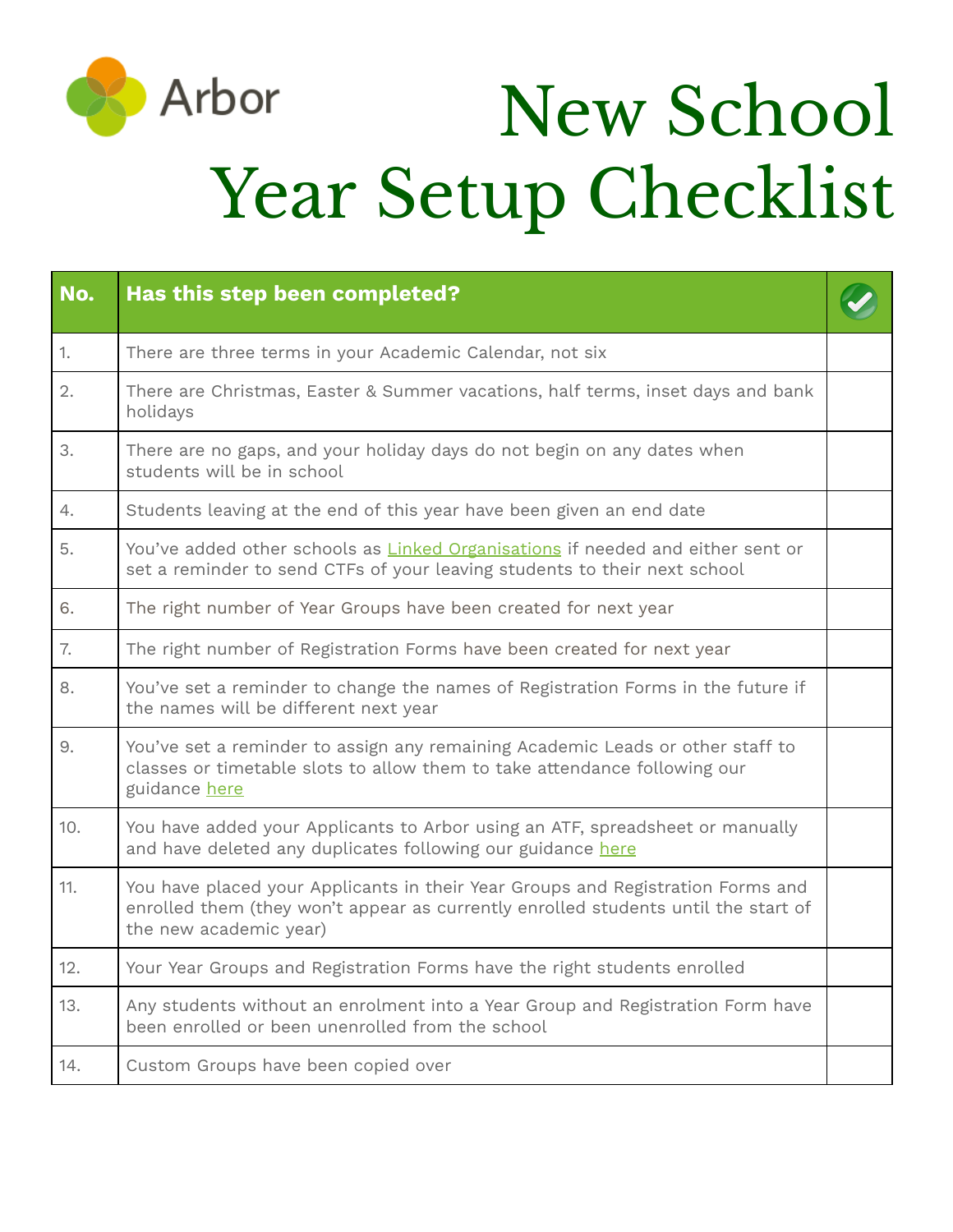Arbor

# New School Year Setup Checklist

| No. | Has this step been completed? | ✔ |
| --- | --- | --- |
| 1. | There are three terms in your Academic Calendar, not six | |
| 2. | There are Christmas, Easter & Summer vacations, half terms, inset days and bank holidays | |
| 3. | There are no gaps, and your holiday days do not begin on any dates when students will be in school | |
| 4. | Students leaving at the end of this year have been given an end date | |
| 5. | You've added other schools as Linked Organisations if needed and either sent or set a reminder to send CTFs of your leaving students to their next school | |
| 6. | The right number of Year Groups have been created for next year | |
| 7. | The right number of Registration Forms have been created for next year | |
| 8. | You've set a reminder to change the names of Registration Forms in the future if the names will be different next year | |
| 9. | You've set a reminder to assign any remaining Academic Leads or other staff to classes or timetable slots to allow them to take attendance following our guidance here | |
| 10. | You have added your Applicants to Arbor using an ATF, spreadsheet or manually and have deleted any duplicates following our guidance here | |
| 11. | You have placed your Applicants in their Year Groups and Registration Forms and enrolled them (they won't appear as currently enrolled students until the start of the new academic year) | |
| 12. | Your Year Groups and Registration Forms have the right students enrolled | |
| 13. | Any students without an enrolment into a Year Group and Registration Form have been enrolled or been unenrolled from the school | |
| 14. | Custom Groups have been copied over | |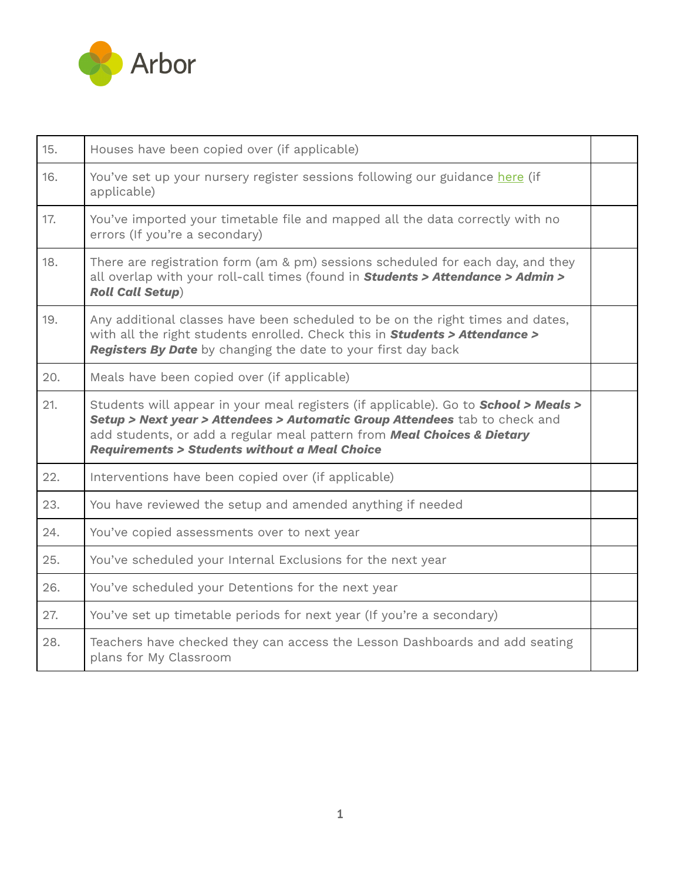| | | |
|---|---|---|
| 15. | Houses have been copied over (if applicable) | |
| 16. | You've set up your nursery register sessions following our guidance here (if applicable) | |
| 17. | You've imported your timetable file and mapped all the data correctly with no errors (If you're a secondary) | |
| 18. | There are registration form (am & pm) sessions scheduled for each day, and they all overlap with your roll-call times (found in ***Students > Attendance > Admin > Roll Call Setup***) | |
| 19. | Any additional classes have been scheduled to be on the right times and dates, with all the right students enrolled. Check this in ***Students > Attendance > Registers By Date*** by changing the date to your first day back | |
| 20. | Meals have been copied over (if applicable) | |
| 21. | Students will appear in your meal registers (if applicable). Go to ***School > Meals > Setup > Next year > Attendees > Automatic Group Attendees*** tab to check and add students, or add a regular meal pattern from ***Meal Choices & Dietary Requirements > Students without a Meal Choice*** | |
| 22. | Interventions have been copied over (if applicable) | |
| 23. | You have reviewed the setup and amended anything if needed | |
| 24. | You've copied assessments over to next year | |
| 25. | You've scheduled your Internal Exclusions for the next year | |
| 26. | You've scheduled your Detentions for the next year | |
| 27. | You've set up timetable periods for next year (If you're a secondary) | |
| 28. | Teachers have checked they can access the Lesson Dashboards and add seating plans for My Classroom | |